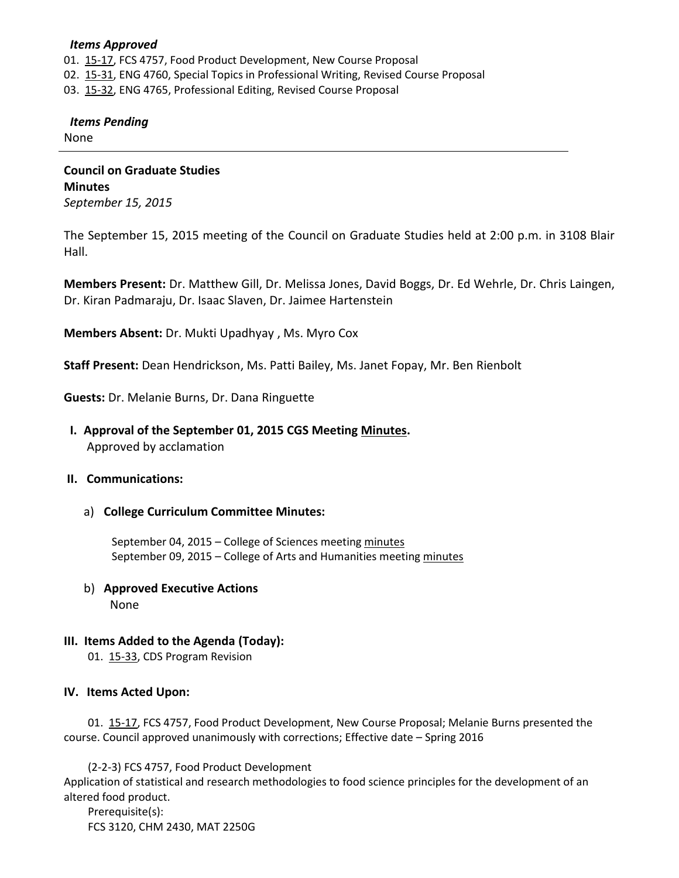***Items Approved***

01. 15-17, FCS 4757, Food Product Development, New Course Proposal
02. 15-31, ENG 4760, Special Topics in Professional Writing, Revised Course Proposal
03. 15-32, ENG 4765, Professional Editing, Revised Course Proposal

***Items Pending***

None

---

**Council on Graduate Studies**
**Minutes**
*September 15, 2015*

The September 15, 2015 meeting of the Council on Graduate Studies held at 2:00 p.m. in 3108 Blair Hall.

**Members Present:** Dr. Matthew Gill, Dr. Melissa Jones, David Boggs, Dr. Ed Wehrle, Dr. Chris Laingen, Dr. Kiran Padmaraju, Dr. Isaac Slaven, Dr. Jaimee Hartenstein

**Members Absent:** Dr. Mukti Upadhyay , Ms. Myro Cox

**Staff Present:** Dean Hendrickson, Ms. Patti Bailey, Ms. Janet Fopay, Mr. Ben Rienbolt

**Guests:** Dr. Melanie Burns, Dr. Dana Ringuette

**I. Approval of the September 01, 2015 CGS Meeting Minutes.**
Approved by acclamation

**II. Communications:**

a) **College Curriculum Committee Minutes:**

September 04, 2015 – College of Sciences meeting minutes
September 09, 2015 – College of Arts and Humanities meeting minutes

b) **Approved Executive Actions**
None

**III. Items Added to the Agenda (Today):**

01. 15-33, CDS Program Revision

**IV. Items Acted Upon:**

01. 15-17, FCS 4757, Food Product Development, New Course Proposal; Melanie Burns presented the course. Council approved unanimously with corrections; Effective date – Spring 2016

(2-2-3) FCS 4757, Food Product Development
Application of statistical and research methodologies to food science principles for the development of an altered food product.
Prerequisite(s):
FCS 3120, CHM 2430, MAT 2250G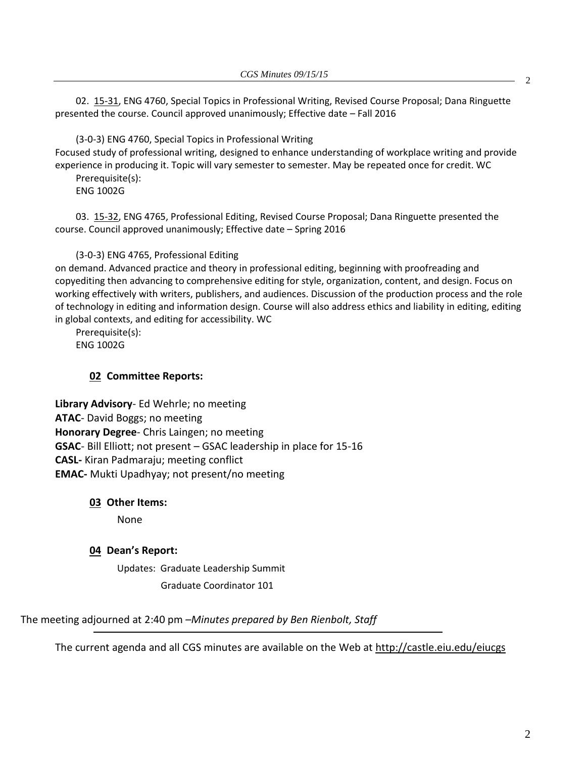02. 15-31, ENG 4760, Special Topics in Professional Writing, Revised Course Proposal; Dana Ringuette presented the course. Council approved unanimously; Effective date – Fall 2016

(3-0-3) ENG 4760, Special Topics in Professional Writing
Focused study of professional writing, designed to enhance understanding of workplace writing and provide experience in producing it. Topic will vary semester to semester. May be repeated once for credit. WC
Prerequisite(s):
ENG 1002G

03. 15-32, ENG 4765, Professional Editing, Revised Course Proposal; Dana Ringuette presented the course. Council approved unanimously; Effective date – Spring 2016

(3-0-3) ENG 4765, Professional Editing
on demand. Advanced practice and theory in professional editing, beginning with proofreading and copyediting then advancing to comprehensive editing for style, organization, content, and design. Focus on working effectively with writers, publishers, and audiences. Discussion of the production process and the role of technology in editing and information design. Course will also address ethics and liability in editing, editing in global contexts, and editing for accessibility. WC
Prerequisite(s):
ENG 1002G

### 02 Committee Reports:

**Library Advisory**- Ed Wehrle; no meeting
**ATAC**- David Boggs; no meeting
**Honorary Degree**- Chris Laingen; no meeting
**GSAC**- Bill Elliott; not present – GSAC leadership in place for 15-16
**CASL-** Kiran Padmaraju; meeting conflict
**EMAC-** Mukti Upadhyay; not present/no meeting

### 03 Other Items:

None

### 04 Dean's Report:

Updates: Graduate Leadership Summit
Graduate Coordinator 101

The meeting adjourned at 2:40 pm –*Minutes prepared by Ben Rienbolt, Staff*

---

The current agenda and all CGS minutes are available on the Web at http://castle.eiu.edu/eiucgs